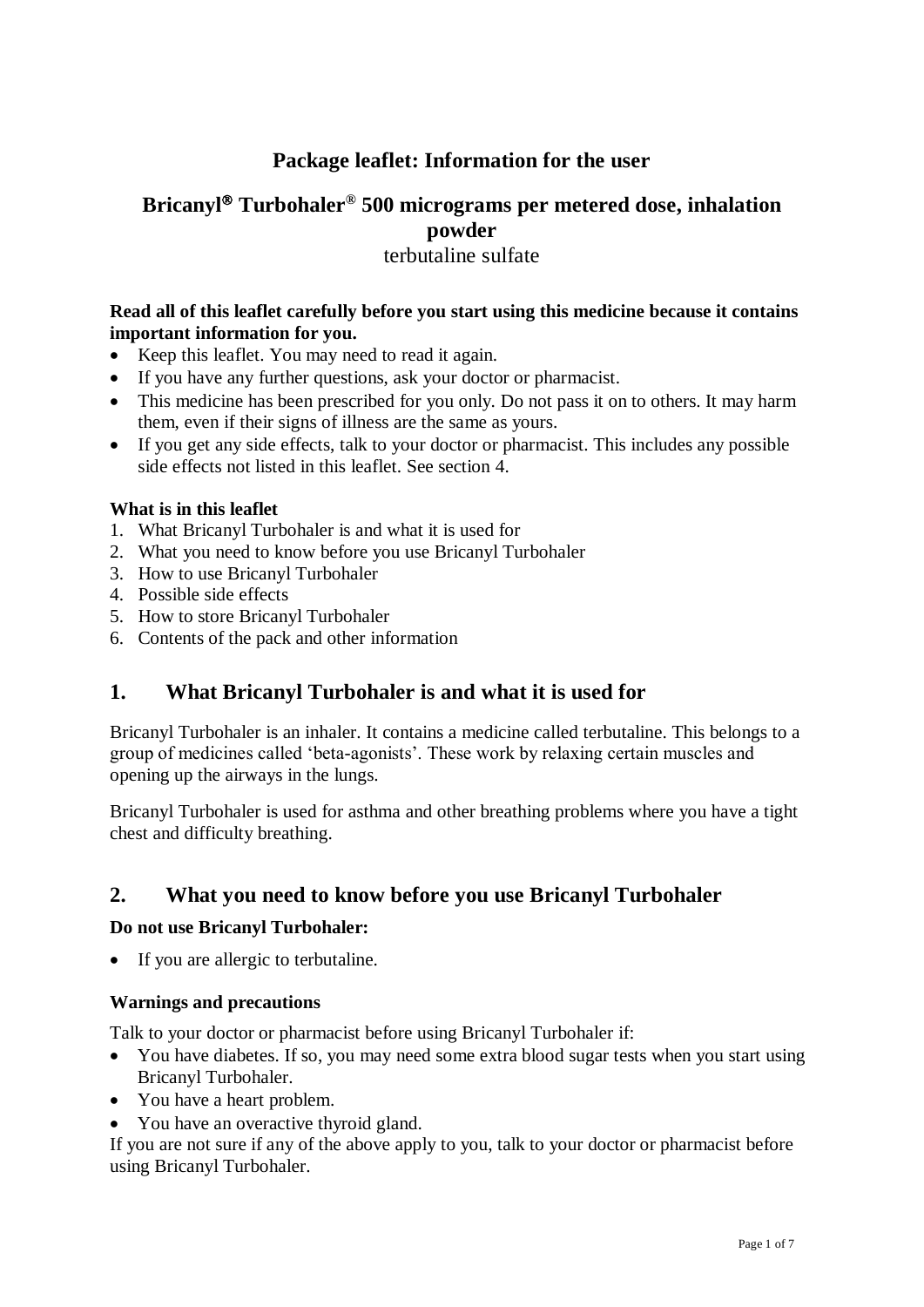# Package leaflet: Information for the user

## Bricanyl® Turbohaler® 500 micrograms per metered dose, inhalation powder

terbutaline sulfate

**Read all of this leaflet carefully before you start using this medicine because it contains important information for you.**

- Keep this leaflet. You may need to read it again.
- If you have any further questions, ask your doctor or pharmacist.
- This medicine has been prescribed for you only. Do not pass it on to others. It may harm them, even if their signs of illness are the same as yours.
- If you get any side effects, talk to your doctor or pharmacist. This includes any possible side effects not listed in this leaflet. See section 4.

**What is in this leaflet**

1. What Bricanyl Turbohaler is and what it is used for
2. What you need to know before you use Bricanyl Turbohaler
3. How to use Bricanyl Turbohaler
4. Possible side effects
5. How to store Bricanyl Turbohaler
6. Contents of the pack and other information

## 1. What Bricanyl Turbohaler is and what it is used for

Bricanyl Turbohaler is an inhaler. It contains a medicine called terbutaline. This belongs to a group of medicines called 'beta-agonists'. These work by relaxing certain muscles and opening up the airways in the lungs.

Bricanyl Turbohaler is used for asthma and other breathing problems where you have a tight chest and difficulty breathing.

## 2. What you need to know before you use Bricanyl Turbohaler

**Do not use Bricanyl Turbohaler:**

- If you are allergic to terbutaline.

**Warnings and precautions**

Talk to your doctor or pharmacist before using Bricanyl Turbohaler if:

- You have diabetes. If so, you may need some extra blood sugar tests when you start using Bricanyl Turbohaler.
- You have a heart problem.
- You have an overactive thyroid gland.

If you are not sure if any of the above apply to you, talk to your doctor or pharmacist before using Bricanyl Turbohaler.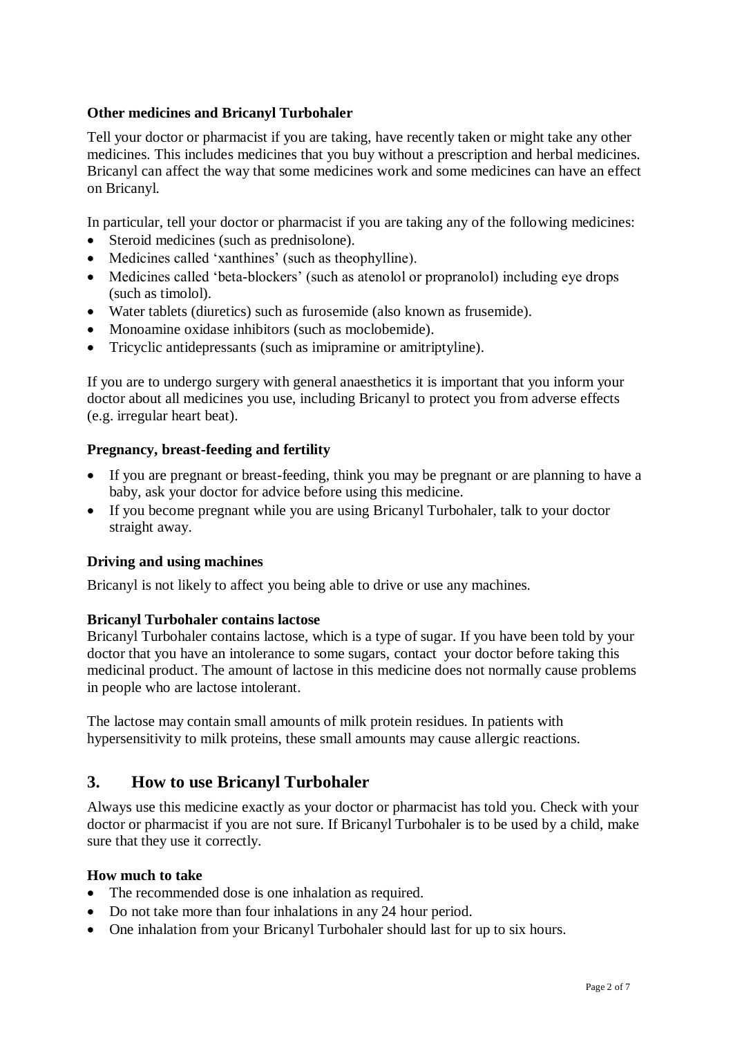**Other medicines and Bricanyl Turbohaler**

Tell your doctor or pharmacist if you are taking, have recently taken or might take any other medicines. This includes medicines that you buy without a prescription and herbal medicines. Bricanyl can affect the way that some medicines work and some medicines can have an effect on Bricanyl.

In particular, tell your doctor or pharmacist if you are taking any of the following medicines:

- Steroid medicines (such as prednisolone).
- Medicines called 'xanthines' (such as theophylline).
- Medicines called 'beta-blockers' (such as atenolol or propranolol) including eye drops (such as timolol).
- Water tablets (diuretics) such as furosemide (also known as frusemide).
- Monoamine oxidase inhibitors (such as moclobemide).
- Tricyclic antidepressants (such as imipramine or amitriptyline).

If you are to undergo surgery with general anaesthetics it is important that you inform your doctor about all medicines you use, including Bricanyl to protect you from adverse effects (e.g. irregular heart beat).

**Pregnancy, breast-feeding and fertility**

- If you are pregnant or breast-feeding, think you may be pregnant or are planning to have a baby, ask your doctor for advice before using this medicine.
- If you become pregnant while you are using Bricanyl Turbohaler, talk to your doctor straight away.

**Driving and using machines**

Bricanyl is not likely to affect you being able to drive or use any machines.

**Bricanyl Turbohaler contains lactose**

Bricanyl Turbohaler contains lactose, which is a type of sugar. If you have been told by your doctor that you have an intolerance to some sugars, contact your doctor before taking this medicinal product. The amount of lactose in this medicine does not normally cause problems in people who are lactose intolerant.

The lactose may contain small amounts of milk protein residues. In patients with hypersensitivity to milk proteins, these small amounts may cause allergic reactions.

## 3. How to use Bricanyl Turbohaler

Always use this medicine exactly as your doctor or pharmacist has told you. Check with your doctor or pharmacist if you are not sure. If Bricanyl Turbohaler is to be used by a child, make sure that they use it correctly.

**How much to take**

- The recommended dose is one inhalation as required.
- Do not take more than four inhalations in any 24 hour period.
- One inhalation from your Bricanyl Turbohaler should last for up to six hours.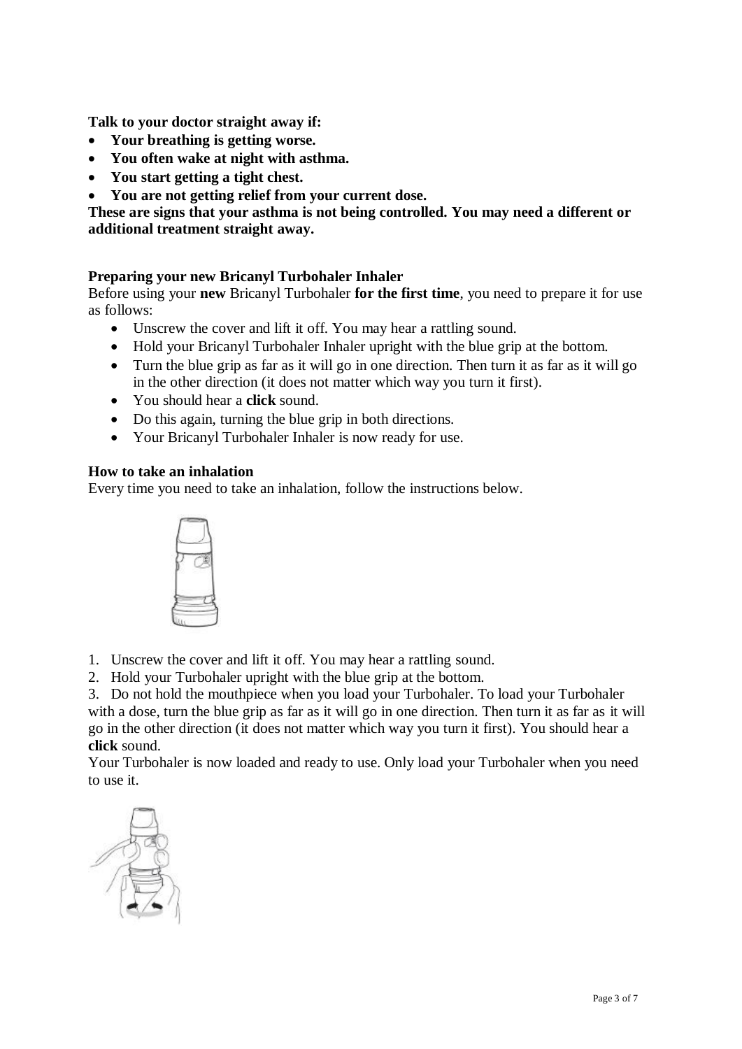**Talk to your doctor straight away if:**

- **Your breathing is getting worse.**
- **You often wake at night with asthma.**
- **You start getting a tight chest.**
- **You are not getting relief from your current dose.**

**These are signs that your asthma is not being controlled. You may need a different or additional treatment straight away.**

**Preparing your new Bricanyl Turbohaler Inhaler**

Before using your **new** Bricanyl Turbohaler **for the first time**, you need to prepare it for use as follows:

- Unscrew the cover and lift it off. You may hear a rattling sound.
- Hold your Bricanyl Turbohaler Inhaler upright with the blue grip at the bottom.
- Turn the blue grip as far as it will go in one direction. Then turn it as far as it will go in the other direction (it does not matter which way you turn it first).
- You should hear a **click** sound.
- Do this again, turning the blue grip in both directions.
- Your Bricanyl Turbohaler Inhaler is now ready for use.

**How to take an inhalation**

Every time you need to take an inhalation, follow the instructions below.

1. Unscrew the cover and lift it off. You may hear a rattling sound.
2. Hold your Turbohaler upright with the blue grip at the bottom.
3. Do not hold the mouthpiece when you load your Turbohaler. To load your Turbohaler with a dose, turn the blue grip as far as it will go in one direction. Then turn it as far as it will go in the other direction (it does not matter which way you turn it first). You should hear a **click** sound.

Your Turbohaler is now loaded and ready to use. Only load your Turbohaler when you need to use it.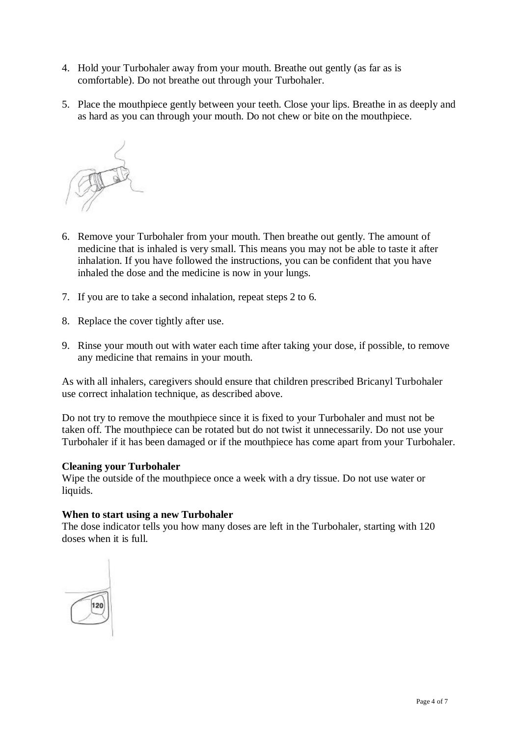4. Hold your Turbohaler away from your mouth. Breathe out gently (as far as is comfortable). Do not breathe out through your Turbohaler.

5. Place the mouthpiece gently between your teeth. Close your lips. Breathe in as deeply and as hard as you can through your mouth. Do not chew or bite on the mouthpiece.

6. Remove your Turbohaler from your mouth. Then breathe out gently. The amount of medicine that is inhaled is very small. This means you may not be able to taste it after inhalation. If you have followed the instructions, you can be confident that you have inhaled the dose and the medicine is now in your lungs.

7. If you are to take a second inhalation, repeat steps 2 to 6.

8. Replace the cover tightly after use.

9. Rinse your mouth out with water each time after taking your dose, if possible, to remove any medicine that remains in your mouth.

As with all inhalers, caregivers should ensure that children prescribed Bricanyl Turbohaler use correct inhalation technique, as described above.

Do not try to remove the mouthpiece since it is fixed to your Turbohaler and must not be taken off. The mouthpiece can be rotated but do not twist it unnecessarily. Do not use your Turbohaler if it has been damaged or if the mouthpiece has come apart from your Turbohaler.

**Cleaning your Turbohaler**

Wipe the outside of the mouthpiece once a week with a dry tissue. Do not use water or liquids.

**When to start using a new Turbohaler**

The dose indicator tells you how many doses are left in the Turbohaler, starting with 120 doses when it is full.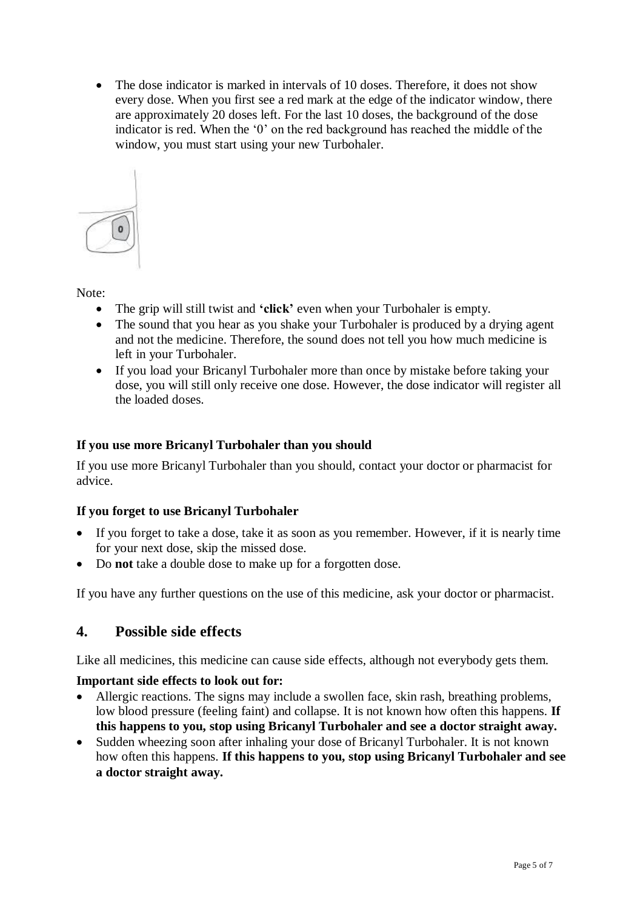- The dose indicator is marked in intervals of 10 doses. Therefore, it does not show every dose. When you first see a red mark at the edge of the indicator window, there are approximately 20 doses left. For the last 10 doses, the background of the dose indicator is red. When the '0' on the red background has reached the middle of the window, you must start using your new Turbohaler.

Note:

- The grip will still twist and **'click'** even when your Turbohaler is empty.
- The sound that you hear as you shake your Turbohaler is produced by a drying agent and not the medicine. Therefore, the sound does not tell you how much medicine is left in your Turbohaler.
- If you load your Bricanyl Turbohaler more than once by mistake before taking your dose, you will still only receive one dose. However, the dose indicator will register all the loaded doses.

**If you use more Bricanyl Turbohaler than you should**

If you use more Bricanyl Turbohaler than you should, contact your doctor or pharmacist for advice.

**If you forget to use Bricanyl Turbohaler**

- If you forget to take a dose, take it as soon as you remember. However, if it is nearly time for your next dose, skip the missed dose.
- Do **not** take a double dose to make up for a forgotten dose.

If you have any further questions on the use of this medicine, ask your doctor or pharmacist.

## 4. Possible side effects

Like all medicines, this medicine can cause side effects, although not everybody gets them.

**Important side effects to look out for:**

- Allergic reactions. The signs may include a swollen face, skin rash, breathing problems, low blood pressure (feeling faint) and collapse. It is not known how often this happens. **If this happens to you, stop using Bricanyl Turbohaler and see a doctor straight away.**
- Sudden wheezing soon after inhaling your dose of Bricanyl Turbohaler. It is not known how often this happens. **If this happens to you, stop using Bricanyl Turbohaler and see a doctor straight away.**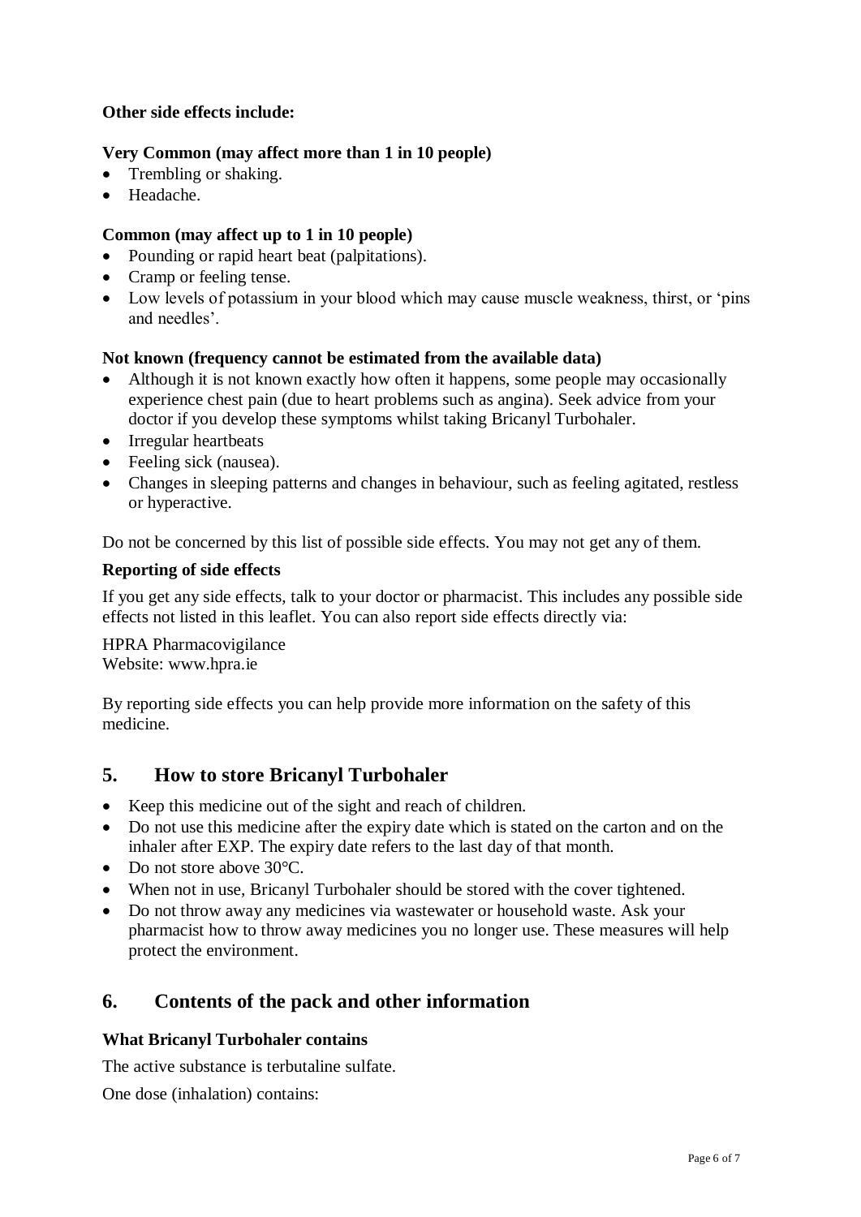**Other side effects include:**

**Very Common (may affect more than 1 in 10 people)**

- Trembling or shaking.
- Headache.

**Common (may affect up to 1 in 10 people)**

- Pounding or rapid heart beat (palpitations).
- Cramp or feeling tense.
- Low levels of potassium in your blood which may cause muscle weakness, thirst, or 'pins and needles'.

**Not known (frequency cannot be estimated from the available data)**

- Although it is not known exactly how often it happens, some people may occasionally experience chest pain (due to heart problems such as angina). Seek advice from your doctor if you develop these symptoms whilst taking Bricanyl Turbohaler.
- Irregular heartbeats
- Feeling sick (nausea).
- Changes in sleeping patterns and changes in behaviour, such as feeling agitated, restless or hyperactive.

Do not be concerned by this list of possible side effects. You may not get any of them.

**Reporting of side effects**

If you get any side effects, talk to your doctor or pharmacist. This includes any possible side effects not listed in this leaflet. You can also report side effects directly via:

HPRA Pharmacovigilance
Website: www.hpra.ie

By reporting side effects you can help provide more information on the safety of this medicine.

## 5. How to store Bricanyl Turbohaler

- Keep this medicine out of the sight and reach of children.
- Do not use this medicine after the expiry date which is stated on the carton and on the inhaler after EXP. The expiry date refers to the last day of that month.
- Do not store above 30°C.
- When not in use, Bricanyl Turbohaler should be stored with the cover tightened.
- Do not throw away any medicines via wastewater or household waste. Ask your pharmacist how to throw away medicines you no longer use. These measures will help protect the environment.

## 6. Contents of the pack and other information

**What Bricanyl Turbohaler contains**

The active substance is terbutaline sulfate.

One dose (inhalation) contains: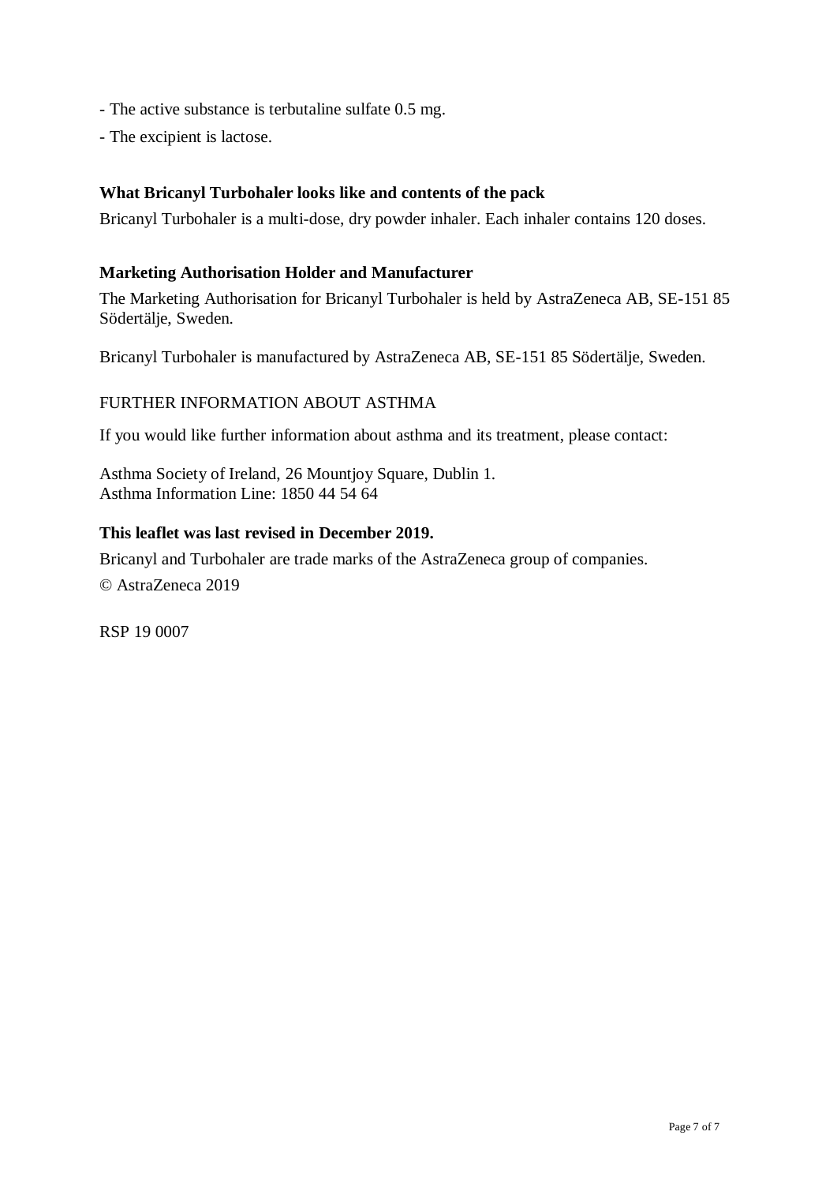- The active substance is terbutaline sulfate 0.5 mg.
- The excipient is lactose.

**What Bricanyl Turbohaler looks like and contents of the pack**

Bricanyl Turbohaler is a multi-dose, dry powder inhaler. Each inhaler contains 120 doses.

**Marketing Authorisation Holder and Manufacturer**

The Marketing Authorisation for Bricanyl Turbohaler is held by AstraZeneca AB, SE-151 85 Södertälje, Sweden.

Bricanyl Turbohaler is manufactured by AstraZeneca AB, SE-151 85 Södertälje, Sweden.

FURTHER INFORMATION ABOUT ASTHMA

If you would like further information about asthma and its treatment, please contact:

Asthma Society of Ireland, 26 Mountjoy Square, Dublin 1.
Asthma Information Line: 1850 44 54 64

**This leaflet was last revised in December 2019.**

Bricanyl and Turbohaler are trade marks of the AstraZeneca group of companies.

© AstraZeneca 2019

RSP 19 0007